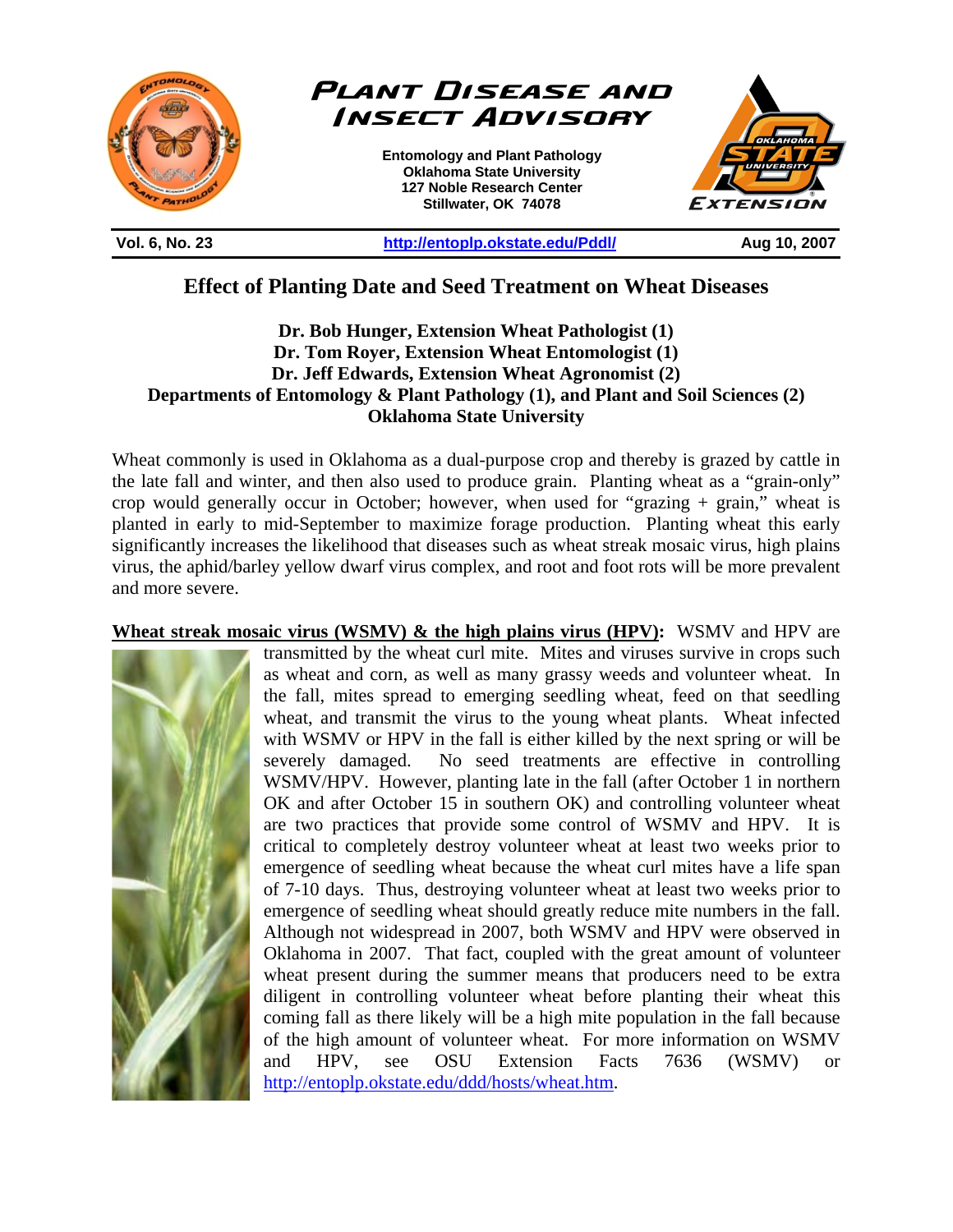# Plant Disease and Insect Advisory

**Entomology and Plant Pathology**
**Oklahoma State University**
**127 Noble Research Center**
**Stillwater, OK 74078**

**Vol. 6, No. 23** | **http://entoplp.okstate.edu/Pddl/** | **Aug 10, 2007**

## Effect of Planting Date and Seed Treatment on Wheat Diseases

**Dr. Bob Hunger, Extension Wheat Pathologist (1)**
**Dr. Tom Royer, Extension Wheat Entomologist (1)**
**Dr. Jeff Edwards, Extension Wheat Agronomist (2)**
**Departments of Entomology & Plant Pathology (1), and Plant and Soil Sciences (2)**
**Oklahoma State University**

Wheat commonly is used in Oklahoma as a dual-purpose crop and thereby is grazed by cattle in the late fall and winter, and then also used to produce grain. Planting wheat as a "grain-only" crop would generally occur in October; however, when used for "grazing + grain," wheat is planted in early to mid-September to maximize forage production. Planting wheat this early significantly increases the likelihood that diseases such as wheat streak mosaic virus, high plains virus, the aphid/barley yellow dwarf virus complex, and root and foot rots will be more prevalent and more severe.

**Wheat streak mosaic virus (WSMV) & the high plains virus (HPV):** WSMV and HPV are transmitted by the wheat curl mite. Mites and viruses survive in crops such as wheat and corn, as well as many grassy weeds and volunteer wheat. In the fall, mites spread to emerging seedling wheat, feed on that seedling wheat, and transmit the virus to the young wheat plants. Wheat infected with WSMV or HPV in the fall is either killed by the next spring or will be severely damaged. No seed treatments are effective in controlling WSMV/HPV. However, planting late in the fall (after October 1 in northern OK and after October 15 in southern OK) and controlling volunteer wheat are two practices that provide some control of WSMV and HPV. It is critical to completely destroy volunteer wheat at least two weeks prior to emergence of seedling wheat because the wheat curl mites have a life span of 7-10 days. Thus, destroying volunteer wheat at least two weeks prior to emergence of seedling wheat should greatly reduce mite numbers in the fall. Although not widespread in 2007, both WSMV and HPV were observed in Oklahoma in 2007. That fact, coupled with the great amount of volunteer wheat present during the summer means that producers need to be extra diligent in controlling volunteer wheat before planting their wheat this coming fall as there likely will be a high mite population in the fall because of the high amount of volunteer wheat. For more information on WSMV and HPV, see OSU Extension Facts 7636 (WSMV) or http://entoplp.okstate.edu/ddd/hosts/wheat.htm.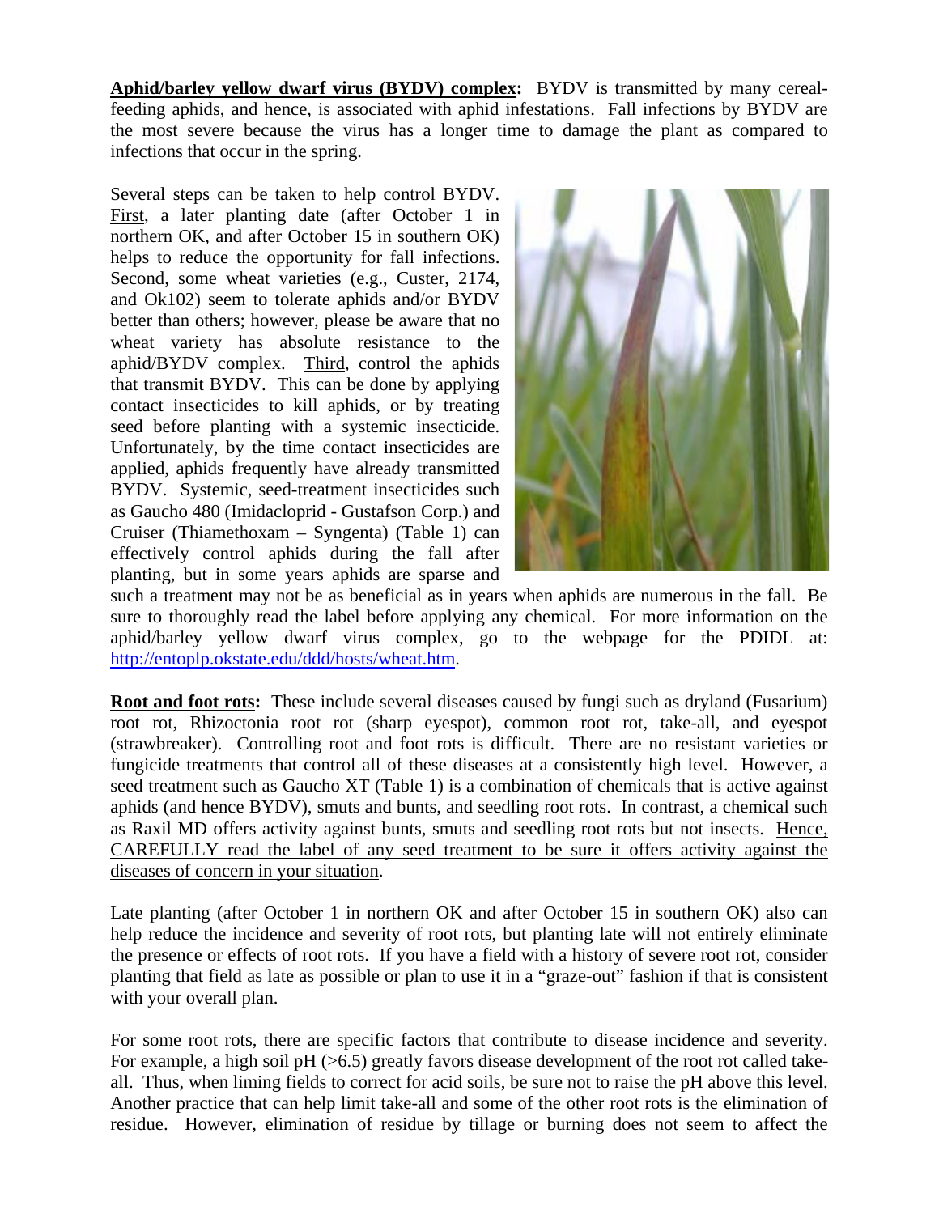**<u>Aphid/barley yellow dwarf virus (BYDV) complex</u>:** BYDV is transmitted by many cereal-feeding aphids, and hence, is associated with aphid infestations. Fall infections by BYDV are the most severe because the virus has a longer time to damage the plant as compared to infections that occur in the spring.

Several steps can be taken to help control BYDV. <u>First</u>, a later planting date (after October 1 in northern OK, and after October 15 in southern OK) helps to reduce the opportunity for fall infections. <u>Second</u>, some wheat varieties (e.g., Custer, 2174, and Ok102) seem to tolerate aphids and/or BYDV better than others; however, please be aware that no wheat variety has absolute resistance to the aphid/BYDV complex. <u>Third</u>, control the aphids that transmit BYDV. This can be done by applying contact insecticides to kill aphids, or by treating seed before planting with a systemic insecticide. Unfortunately, by the time contact insecticides are applied, aphids frequently have already transmitted BYDV. Systemic, seed-treatment insecticides such as Gaucho 480 (Imidacloprid - Gustafson Corp.) and Cruiser (Thiamethoxam – Syngenta) (Table 1) can effectively control aphids during the fall after planting, but in some years aphids are sparse and such a treatment may not be as beneficial as in years when aphids are numerous in the fall. Be sure to thoroughly read the label before applying any chemical. For more information on the aphid/barley yellow dwarf virus complex, go to the webpage for the PDIDL at: http://entoplp.okstate.edu/ddd/hosts/wheat.htm.

**<u>Root and foot rots</u>:** These include several diseases caused by fungi such as dryland (Fusarium) root rot, Rhizoctonia root rot (sharp eyespot), common root rot, take-all, and eyespot (strawbreaker). Controlling root and foot rots is difficult. There are no resistant varieties or fungicide treatments that control all of these diseases at a consistently high level. However, a seed treatment such as Gaucho XT (Table 1) is a combination of chemicals that is active against aphids (and hence BYDV), smuts and bunts, and seedling root rots. In contrast, a chemical such as Raxil MD offers activity against bunts, smuts and seedling root rots but not insects. <u>Hence, CAREFULLY read the label of any seed treatment to be sure it offers activity against the diseases of concern in your situation</u>.

Late planting (after October 1 in northern OK and after October 15 in southern OK) also can help reduce the incidence and severity of root rots, but planting late will not entirely eliminate the presence or effects of root rots. If you have a field with a history of severe root rot, consider planting that field as late as possible or plan to use it in a "graze-out" fashion if that is consistent with your overall plan.

For some root rots, there are specific factors that contribute to disease incidence and severity. For example, a high soil pH (>6.5) greatly favors disease development of the root rot called take-all. Thus, when liming fields to correct for acid soils, be sure not to raise the pH above this level. Another practice that can help limit take-all and some of the other root rots is the elimination of residue. However, elimination of residue by tillage or burning does not seem to affect the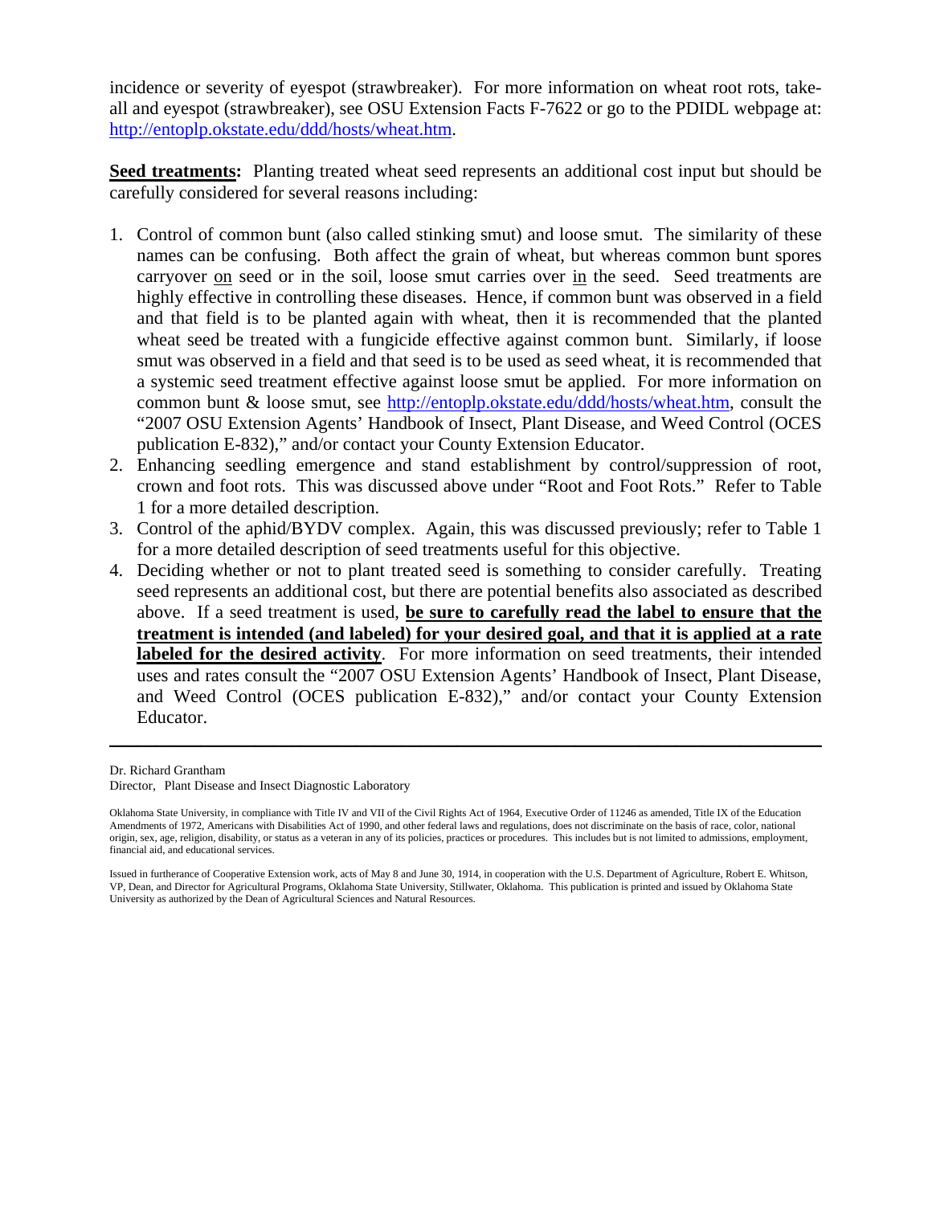incidence or severity of eyespot (strawbreaker). For more information on wheat root rots, take-all and eyespot (strawbreaker), see OSU Extension Facts F-7622 or go to the PDIDL webpage at: http://entoplp.okstate.edu/ddd/hosts/wheat.htm.

**Seed treatments:** Planting treated wheat seed represents an additional cost input but should be carefully considered for several reasons including:

1. Control of common bunt (also called stinking smut) and loose smut. The similarity of these names can be confusing. Both affect the grain of wheat, but whereas common bunt spores carryover on seed or in the soil, loose smut carries over in the seed. Seed treatments are highly effective in controlling these diseases. Hence, if common bunt was observed in a field and that field is to be planted again with wheat, then it is recommended that the planted wheat seed be treated with a fungicide effective against common bunt. Similarly, if loose smut was observed in a field and that seed is to be used as seed wheat, it is recommended that a systemic seed treatment effective against loose smut be applied. For more information on common bunt & loose smut, see http://entoplp.okstate.edu/ddd/hosts/wheat.htm, consult the "2007 OSU Extension Agents' Handbook of Insect, Plant Disease, and Weed Control (OCES publication E-832)," and/or contact your County Extension Educator.
2. Enhancing seedling emergence and stand establishment by control/suppression of root, crown and foot rots. This was discussed above under "Root and Foot Rots." Refer to Table 1 for a more detailed description.
3. Control of the aphid/BYDV complex. Again, this was discussed previously; refer to Table 1 for a more detailed description of seed treatments useful for this objective.
4. Deciding whether or not to plant treated seed is something to consider carefully. Treating seed represents an additional cost, but there are potential benefits also associated as described above. If a seed treatment is used, **be sure to carefully read the label to ensure that the treatment is intended (and labeled) for your desired goal, and that it is applied at a rate labeled for the desired activity**. For more information on seed treatments, their intended uses and rates consult the "2007 OSU Extension Agents' Handbook of Insect, Plant Disease, and Weed Control (OCES publication E-832)," and/or contact your County Extension Educator.

---

Dr. Richard Grantham
Director, Plant Disease and Insect Diagnostic Laboratory

Oklahoma State University, in compliance with Title IV and VII of the Civil Rights Act of 1964, Executive Order of 11246 as amended, Title IX of the Education Amendments of 1972, Americans with Disabilities Act of 1990, and other federal laws and regulations, does not discriminate on the basis of race, color, national origin, sex, age, religion, disability, or status as a veteran in any of its policies, practices or procedures. This includes but is not limited to admissions, employment, financial aid, and educational services.

Issued in furtherance of Cooperative Extension work, acts of May 8 and June 30, 1914, in cooperation with the U.S. Department of Agriculture, Robert E. Whitson, VP, Dean, and Director for Agricultural Programs, Oklahoma State University, Stillwater, Oklahoma. This publication is printed and issued by Oklahoma State University as authorized by the Dean of Agricultural Sciences and Natural Resources.